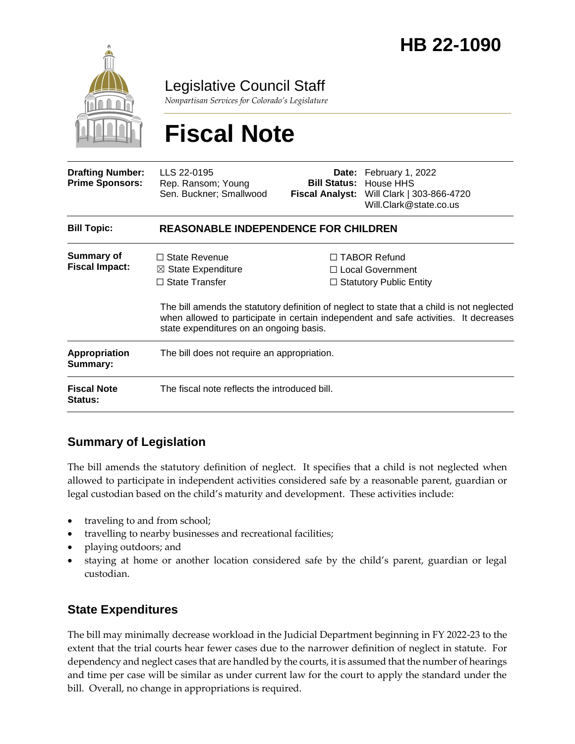# HB 22-1090

Legislative Council Staff

*Nonpartisan Services for Colorado's Legislature*

# Fiscal Note

| | | | |
|---|---|---|---|
| **Drafting Number:** | LLS 22-0195 | **Date:** | February 1, 2022 |
| **Prime Sponsors:** | Rep. Ransom; Young<br>Sen. Buckner; Smallwood | **Bill Status:** | House HHS |
| | | **Fiscal Analyst:** | Will Clark \| 303-866-4720<br>Will.Clark@state.co.us |

| | |
|---|---|
| **Bill Topic:** | **REASONABLE INDEPENDENCE FOR CHILDREN** |
| **Summary of Fiscal Impact:** | ☐ State Revenue ☒ State Expenditure ☐ State Transfer ☐ TABOR Refund ☐ Local Government ☐ Statutory Public Entity<br><br>The bill amends the statutory definition of neglect to state that a child is not neglected when allowed to participate in certain independent and safe activities. It decreases state expenditures on an ongoing basis. |
| **Appropriation Summary:** | The bill does not require an appropriation. |
| **Fiscal Note Status:** | The fiscal note reflects the introduced bill. |

## Summary of Legislation

The bill amends the statutory definition of neglect. It specifies that a child is not neglected when allowed to participate in independent activities considered safe by a reasonable parent, guardian or legal custodian based on the child's maturity and development. These activities include:

- traveling to and from school;
- travelling to nearby businesses and recreational facilities;
- playing outdoors; and
- staying at home or another location considered safe by the child's parent, guardian or legal custodian.

## State Expenditures

The bill may minimally decrease workload in the Judicial Department beginning in FY 2022-23 to the extent that the trial courts hear fewer cases due to the narrower definition of neglect in statute. For dependency and neglect cases that are handled by the courts, it is assumed that the number of hearings and time per case will be similar as under current law for the court to apply the standard under the bill. Overall, no change in appropriations is required.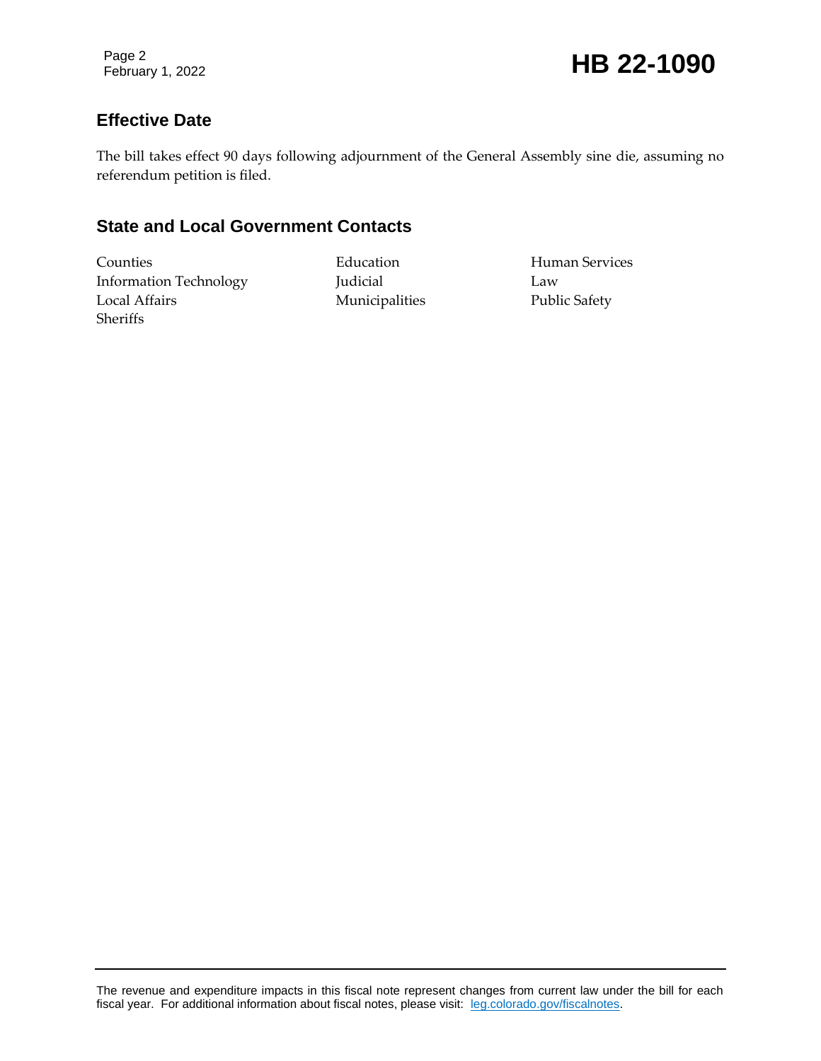## Effective Date

The bill takes effect 90 days following adjournment of the General Assembly sine die, assuming no referendum petition is filed.

## State and Local Government Contacts

| | | |
|---|---|---|
| Counties | Education | Human Services |
| Information Technology | Judicial | Law |
| Local Affairs | Municipalities | Public Safety |
| Sheriffs | | |